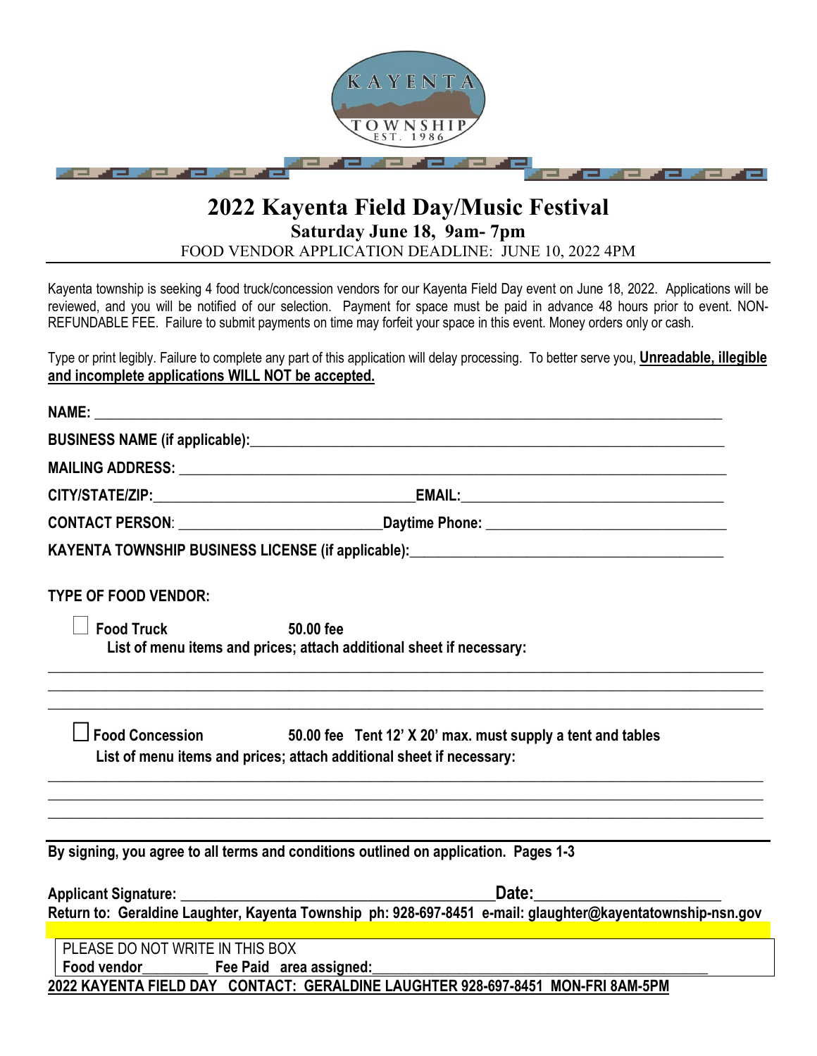KAYENTA TOWNSHIP EST. 1986

# 2022 Kayenta Field Day/Music Festival

## Saturday June 18, 9am- 7pm

FOOD VENDOR APPLICATION DEADLINE: JUNE 10, 2022 4PM

Kayenta township is seeking 4 food truck/concession vendors for our Kayenta Field Day event on June 18, 2022. Applications will be reviewed, and you will be notified of our selection. Payment for space must be paid in advance 48 hours prior to event. NON-REFUNDABLE FEE. Failure to submit payments on time may forfeit your space in this event. Money orders only or cash.

Type or print legibly. Failure to complete any part of this application will delay processing. To better serve you, **Unreadable, illegible and incomplete applications WILL NOT be accepted.**

**NAME:** ______________________________________________

**BUSINESS NAME (if applicable):** ______________________________________________

**MAILING ADDRESS:** ______________________________________________

**CITY/STATE/ZIP:** ____________________ **EMAIL:** ____________________

**CONTACT PERSON**: ____________________ **Daytime Phone:** ____________________

**KAYENTA TOWNSHIP BUSINESS LICENSE (if applicable):** ______________________________

**TYPE OF FOOD VENDOR:**

☐ **Food Truck** **50.00 fee**

**List of menu items and prices; attach additional sheet if necessary:**

______________________________________________

______________________________________________

______________________________________________

☐ **Food Concession** **50.00 fee Tent 12' X 20' max. must supply a tent and tables**

**List of menu items and prices; attach additional sheet if necessary:**

______________________________________________

______________________________________________

______________________________________________

**By signing, you agree to all terms and conditions outlined on application. Pages 1-3**

**Applicant Signature:** ______________________________ **Date:** ____________________

**Return to: Geraldine Laughter, Kayenta Township ph: 928-697-8451 e-mail: glaughter@kayentatownship-nsn.gov**

PLEASE DO NOT WRITE IN THIS BOX
**Food vendor**________ **Fee Paid area assigned:**______________________________

**2022 KAYENTA FIELD DAY CONTACT: GERALDINE LAUGHTER 928-697-8451 MON-FRI 8AM-5PM**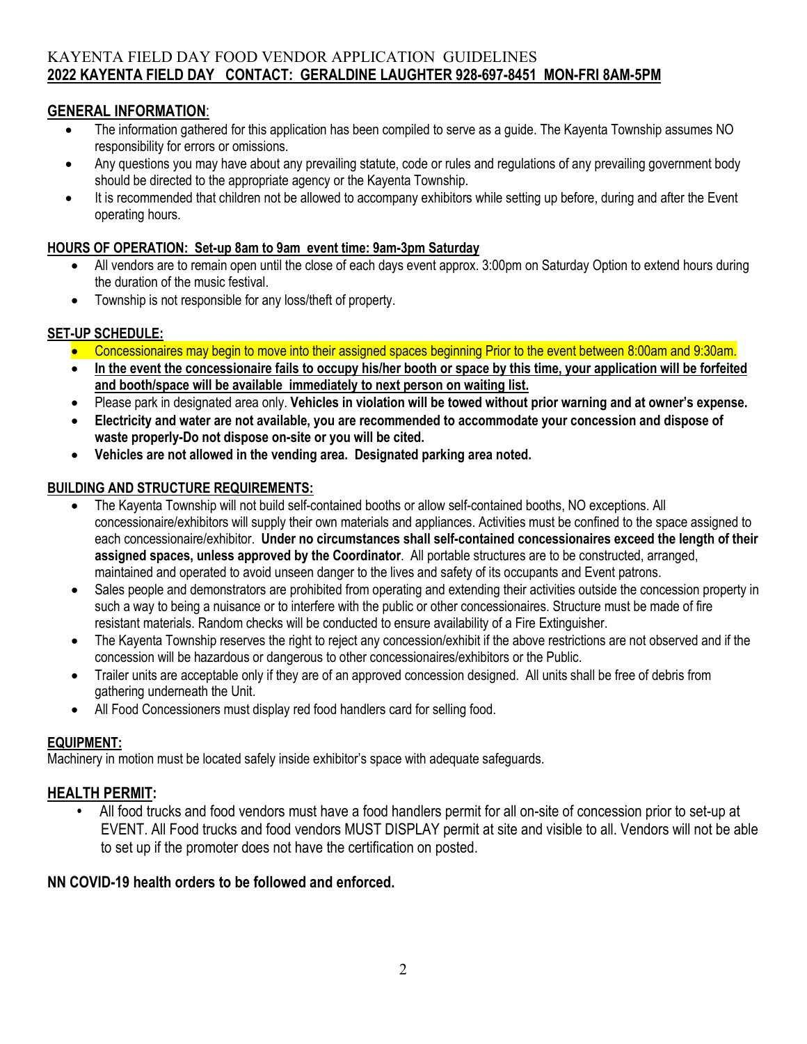# KAYENTA FIELD DAY FOOD VENDOR APPLICATION GUIDELINES

**2022 KAYENTA FIELD DAY CONTACT: GERALDINE LAUGHTER 928-697-8451 MON-FRI 8AM-5PM**

## GENERAL INFORMATION:

- The information gathered for this application has been compiled to serve as a guide. The Kayenta Township assumes NO responsibility for errors or omissions.
- Any questions you may have about any prevailing statute, code or rules and regulations of any prevailing government body should be directed to the appropriate agency or the Kayenta Township.
- It is recommended that children not be allowed to accompany exhibitors while setting up before, during and after the Event operating hours.

### HOURS OF OPERATION: Set-up 8am to 9am event time: 9am-3pm Saturday

- All vendors are to remain open until the close of each days event approx. 3:00pm on Saturday Option to extend hours during the duration of the music festival.
- Township is not responsible for any loss/theft of property.

### SET-UP SCHEDULE:

- Concessionaires may begin to move into their assigned spaces beginning Prior to the event between 8:00am and 9:30am.
- **In the event the concessionaire fails to occupy his/her booth or space by this time, your application will be forfeited and booth/space will be available immediately to next person on waiting list.**
- Please park in designated area only. **Vehicles in violation will be towed without prior warning and at owner's expense.**
- **Electricity and water are not available, you are recommended to accommodate your concession and dispose of waste properly-Do not dispose on-site or you will be cited.**
- **Vehicles are not allowed in the vending area. Designated parking area noted.**

### BUILDING AND STRUCTURE REQUIREMENTS:

- The Kayenta Township will not build self-contained booths or allow self-contained booths, NO exceptions. All concessionaire/exhibitors will supply their own materials and appliances. Activities must be confined to the space assigned to each concessionaire/exhibitor. **Under no circumstances shall self-contained concessionaires exceed the length of their assigned spaces, unless approved by the Coordinator**. All portable structures are to be constructed, arranged, maintained and operated to avoid unseen danger to the lives and safety of its occupants and Event patrons.
- Sales people and demonstrators are prohibited from operating and extending their activities outside the concession property in such a way to being a nuisance or to interfere with the public or other concessionaires. Structure must be made of fire resistant materials. Random checks will be conducted to ensure availability of a Fire Extinguisher.
- The Kayenta Township reserves the right to reject any concession/exhibit if the above restrictions are not observed and if the concession will be hazardous or dangerous to other concessionaires/exhibitors or the Public.
- Trailer units are acceptable only if they are of an approved concession designed. All units shall be free of debris from gathering underneath the Unit.
- All Food Concessioners must display red food handlers card for selling food.

### EQUIPMENT:

Machinery in motion must be located safely inside exhibitor's space with adequate safeguards.

## HEALTH PERMIT:

- All food trucks and food vendors must have a food handlers permit for all on-site of concession prior to set-up at EVENT. All Food trucks and food vendors MUST DISPLAY permit at site and visible to all. Vendors will not be able to set up if the promoter does not have the certification on posted.

**NN COVID-19 health orders to be followed and enforced.**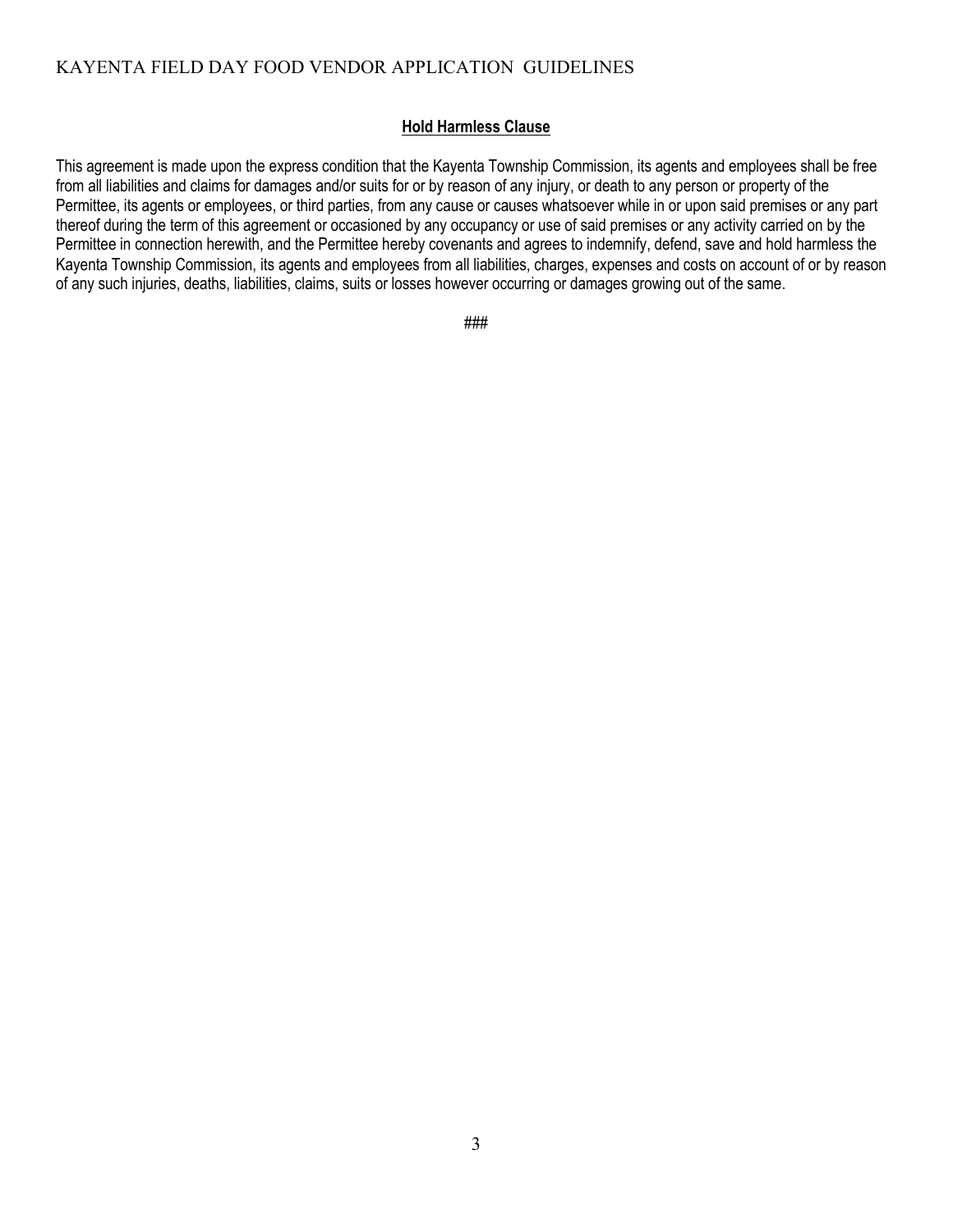**Hold Harmless Clause**

This agreement is made upon the express condition that the Kayenta Township Commission, its agents and employees shall be free from all liabilities and claims for damages and/or suits for or by reason of any injury, or death to any person or property of the Permittee, its agents or employees, or third parties, from any cause or causes whatsoever while in or upon said premises or any part thereof during the term of this agreement or occasioned by any occupancy or use of said premises or any activity carried on by the Permittee in connection herewith, and the Permittee hereby covenants and agrees to indemnify, defend, save and hold harmless the Kayenta Township Commission, its agents and employees from all liabilities, charges, expenses and costs on account of or by reason of any such injuries, deaths, liabilities, claims, suits or losses however occurring or damages growing out of the same.

###